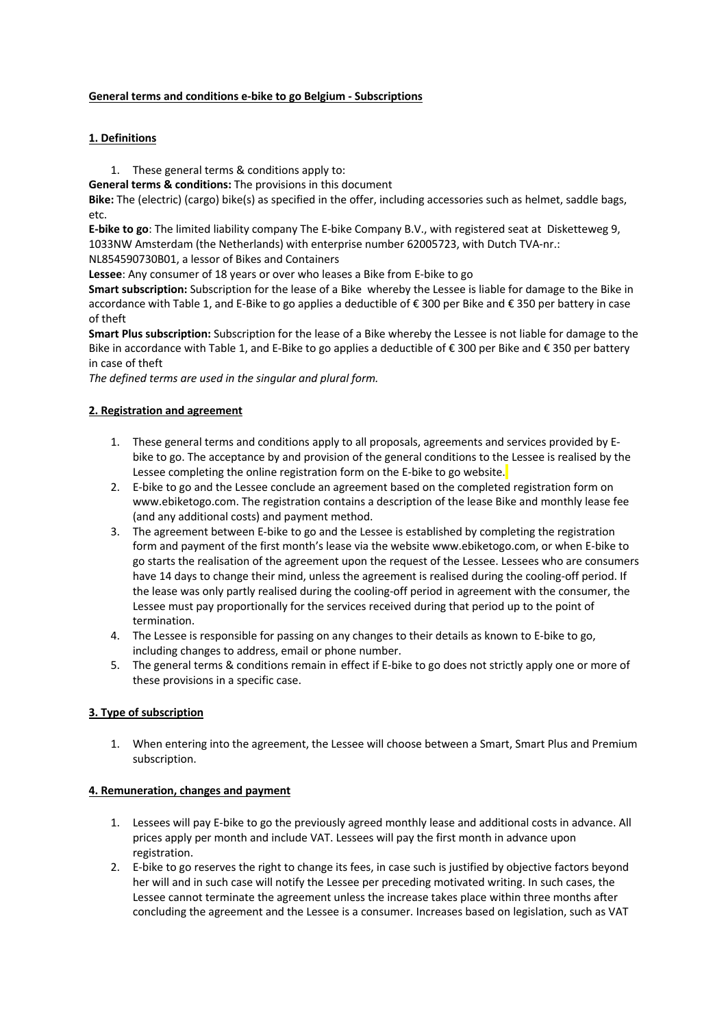**General terms and conditions e-bike to go Belgium - Subscriptions**

**1. Definitions**

1. These general terms & conditions apply to:

**General terms & conditions:** The provisions in this document

**Bike:** The (electric) (cargo) bike(s) as specified in the offer, including accessories such as helmet, saddle bags, etc.

**E-bike to go**: The limited liability company The E-bike Company B.V., with registered seat at Disketteweg 9, 1033NW Amsterdam (the Netherlands) with enterprise number 62005723, with Dutch TVA-nr.: NL854590730B01, a lessor of Bikes and Containers

**Lessee**: Any consumer of 18 years or over who leases a Bike from E-bike to go

**Smart subscription:** Subscription for the lease of a Bike whereby the Lessee is liable for damage to the Bike in accordance with Table 1, and E-Bike to go applies a deductible of € 300 per Bike and € 350 per battery in case of theft

**Smart Plus subscription:** Subscription for the lease of a Bike whereby the Lessee is not liable for damage to the Bike in accordance with Table 1, and E-Bike to go applies a deductible of € 300 per Bike and € 350 per battery in case of theft

*The defined terms are used in the singular and plural form.*

**2. Registration and agreement**

1. These general terms and conditions apply to all proposals, agreements and services provided by E-bike to go. The acceptance by and provision of the general conditions to the Lessee is realised by the Lessee completing the online registration form on the E-bike to go website.
2. E-bike to go and the Lessee conclude an agreement based on the completed registration form on www.ebiketogo.com. The registration contains a description of the lease Bike and monthly lease fee (and any additional costs) and payment method.
3. The agreement between E-bike to go and the Lessee is established by completing the registration form and payment of the first month's lease via the website www.ebiketogo.com, or when E-bike to go starts the realisation of the agreement upon the request of the Lessee. Lessees who are consumers have 14 days to change their mind, unless the agreement is realised during the cooling-off period. If the lease was only partly realised during the cooling-off period in agreement with the consumer, the Lessee must pay proportionally for the services received during that period up to the point of termination.
4. The Lessee is responsible for passing on any changes to their details as known to E-bike to go, including changes to address, email or phone number.
5. The general terms & conditions remain in effect if E-bike to go does not strictly apply one or more of these provisions in a specific case.

**3. Type of subscription**

1. When entering into the agreement, the Lessee will choose between a Smart, Smart Plus and Premium subscription.

**4. Remuneration, changes and payment**

1. Lessees will pay E-bike to go the previously agreed monthly lease and additional costs in advance. All prices apply per month and include VAT. Lessees will pay the first month in advance upon registration.
2. E-bike to go reserves the right to change its fees, in case such is justified by objective factors beyond her will and in such case will notify the Lessee per preceding motivated writing. In such cases, the Lessee cannot terminate the agreement unless the increase takes place within three months after concluding the agreement and the Lessee is a consumer. Increases based on legislation, such as VAT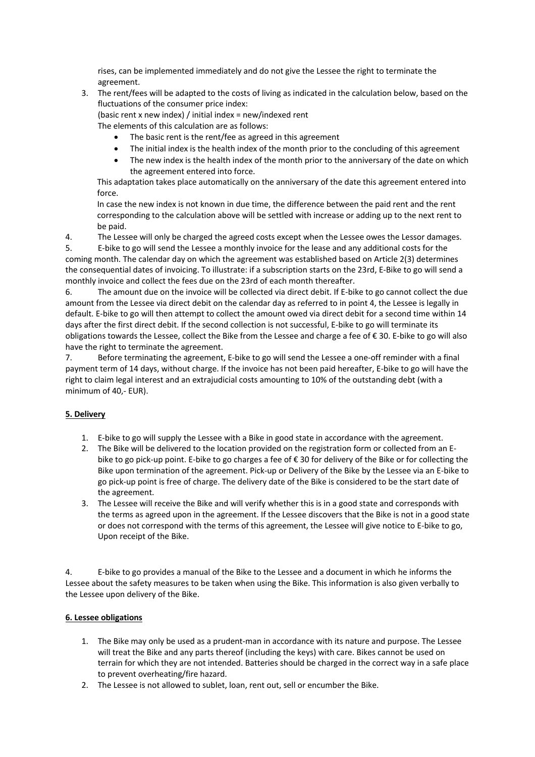rises, can be implemented immediately and do not give the Lessee the right to terminate the agreement.

3. The rent/fees will be adapted to the costs of living as indicated in the calculation below, based on the fluctuations of the consumer price index:
   (basic rent x new index) / initial index = new/indexed rent
   The elements of this calculation are as follows:
   - The basic rent is the rent/fee as agreed in this agreement
   - The initial index is the health index of the month prior to the concluding of this agreement
   - The new index is the health index of the month prior to the anniversary of the date on which the agreement entered into force.

   This adaptation takes place automatically on the anniversary of the date this agreement entered into force.
   In case the new index is not known in due time, the difference between the paid rent and the rent corresponding to the calculation above will be settled with increase or adding up to the next rent to be paid.

4. The Lessee will only be charged the agreed costs except when the Lessee owes the Lessor damages.

5. E-bike to go will send the Lessee a monthly invoice for the lease and any additional costs for the coming month. The calendar day on which the agreement was established based on Article 2(3) determines the consequential dates of invoicing. To illustrate: if a subscription starts on the 23rd, E-Bike to go will send a monthly invoice and collect the fees due on the 23rd of each month thereafter.

6. The amount due on the invoice will be collected via direct debit. If E-bike to go cannot collect the due amount from the Lessee via direct debit on the calendar day as referred to in point 4, the Lessee is legally in default. E-bike to go will then attempt to collect the amount owed via direct debit for a second time within 14 days after the first direct debit. If the second collection is not successful, E-bike to go will terminate its obligations towards the Lessee, collect the Bike from the Lessee and charge a fee of € 30. E-bike to go will also have the right to terminate the agreement.

7. Before terminating the agreement, E-bike to go will send the Lessee a one-off reminder with a final payment term of 14 days, without charge. If the invoice has not been paid hereafter, E-bike to go will have the right to claim legal interest and an extrajudicial costs amounting to 10% of the outstanding debt (with a minimum of 40,- EUR).

**5. Delivery**

1. E-bike to go will supply the Lessee with a Bike in good state in accordance with the agreement.
2. The Bike will be delivered to the location provided on the registration form or collected from an E-bike to go pick-up point. E-bike to go charges a fee of € 30 for delivery of the Bike or for collecting the Bike upon termination of the agreement. Pick-up or Delivery of the Bike by the Lessee via an E-bike to go pick-up point is free of charge. The delivery date of the Bike is considered to be the start date of the agreement.
3. The Lessee will receive the Bike and will verify whether this is in a good state and corresponds with the terms as agreed upon in the agreement. If the Lessee discovers that the Bike is not in a good state or does not correspond with the terms of this agreement, the Lessee will give notice to E-bike to go, Upon receipt of the Bike.

4. E-bike to go provides a manual of the Bike to the Lessee and a document in which he informs the Lessee about the safety measures to be taken when using the Bike. This information is also given verbally to the Lessee upon delivery of the Bike.

**6. Lessee obligations**

1. The Bike may only be used as a prudent-man in accordance with its nature and purpose. The Lessee will treat the Bike and any parts thereof (including the keys) with care. Bikes cannot be used on terrain for which they are not intended. Batteries should be charged in the correct way in a safe place to prevent overheating/fire hazard.
2. The Lessee is not allowed to sublet, loan, rent out, sell or encumber the Bike.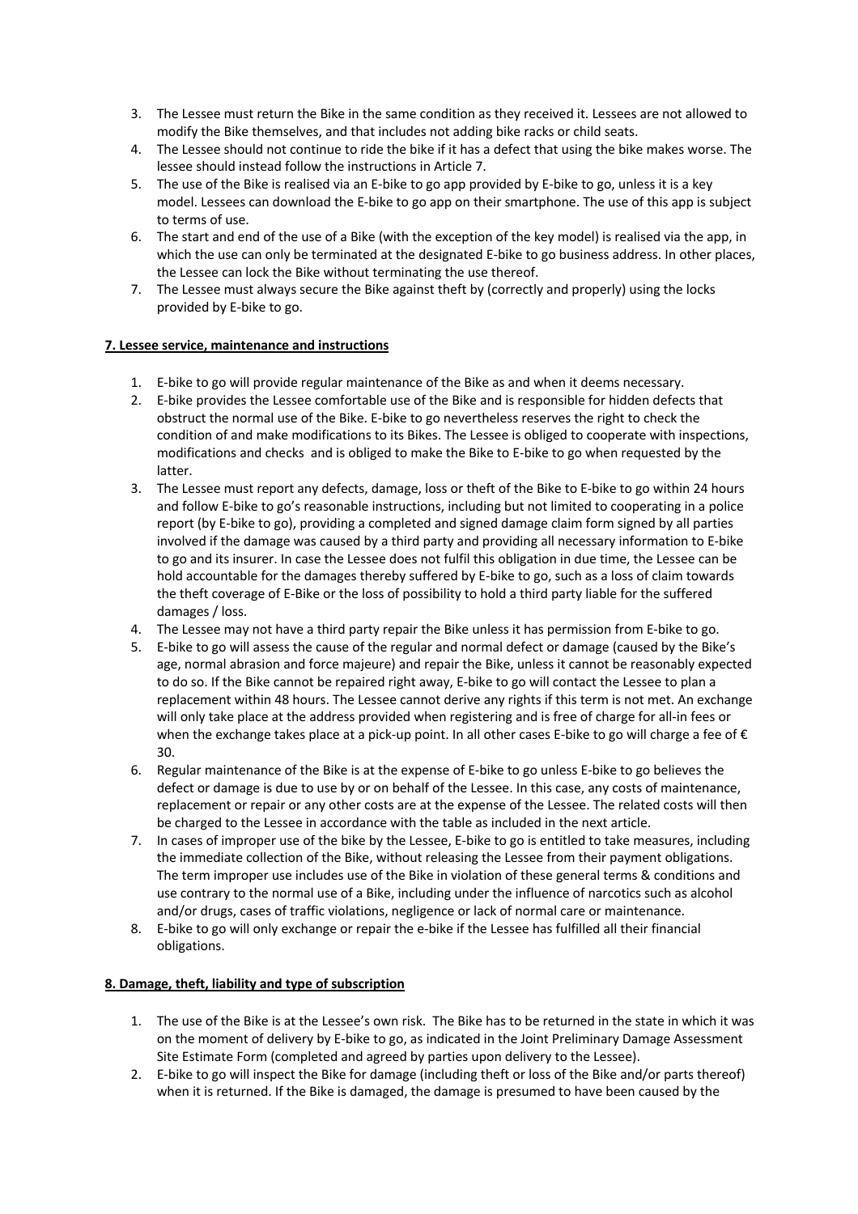3. The Lessee must return the Bike in the same condition as they received it. Lessees are not allowed to modify the Bike themselves, and that includes not adding bike racks or child seats.
4. The Lessee should not continue to ride the bike if it has a defect that using the bike makes worse. The lessee should instead follow the instructions in Article 7.
5. The use of the Bike is realised via an E-bike to go app provided by E-bike to go, unless it is a key model. Lessees can download the E-bike to go app on their smartphone. The use of this app is subject to terms of use.
6. The start and end of the use of a Bike (with the exception of the key model) is realised via the app, in which the use can only be terminated at the designated E-bike to go business address. In other places, the Lessee can lock the Bike without terminating the use thereof.
7. The Lessee must always secure the Bike against theft by (correctly and properly) using the locks provided by E-bike to go.

**7. Lessee service, maintenance and instructions**

1. E-bike to go will provide regular maintenance of the Bike as and when it deems necessary.
2. E-bike provides the Lessee comfortable use of the Bike and is responsible for hidden defects that obstruct the normal use of the Bike. E-bike to go nevertheless reserves the right to check the condition of and make modifications to its Bikes. The Lessee is obliged to cooperate with inspections, modifications and checks and is obliged to make the Bike to E-bike to go when requested by the latter.
3. The Lessee must report any defects, damage, loss or theft of the Bike to E-bike to go within 24 hours and follow E-bike to go's reasonable instructions, including but not limited to cooperating in a police report (by E-bike to go), providing a completed and signed damage claim form signed by all parties involved if the damage was caused by a third party and providing all necessary information to E-bike to go and its insurer. In case the Lessee does not fulfil this obligation in due time, the Lessee can be hold accountable for the damages thereby suffered by E-bike to go, such as a loss of claim towards the theft coverage of E-Bike or the loss of possibility to hold a third party liable for the suffered damages / loss.
4. The Lessee may not have a third party repair the Bike unless it has permission from E-bike to go.
5. E-bike to go will assess the cause of the regular and normal defect or damage (caused by the Bike's age, normal abrasion and force majeure) and repair the Bike, unless it cannot be reasonably expected to do so. If the Bike cannot be repaired right away, E-bike to go will contact the Lessee to plan a replacement within 48 hours. The Lessee cannot derive any rights if this term is not met. An exchange will only take place at the address provided when registering and is free of charge for all-in fees or when the exchange takes place at a pick-up point. In all other cases E-bike to go will charge a fee of € 30.
6. Regular maintenance of the Bike is at the expense of E-bike to go unless E-bike to go believes the defect or damage is due to use by or on behalf of the Lessee. In this case, any costs of maintenance, replacement or repair or any other costs are at the expense of the Lessee. The related costs will then be charged to the Lessee in accordance with the table as included in the next article.
7. In cases of improper use of the bike by the Lessee, E-bike to go is entitled to take measures, including the immediate collection of the Bike, without releasing the Lessee from their payment obligations. The term improper use includes use of the Bike in violation of these general terms & conditions and use contrary to the normal use of a Bike, including under the influence of narcotics such as alcohol and/or drugs, cases of traffic violations, negligence or lack of normal care or maintenance.
8. E-bike to go will only exchange or repair the e-bike if the Lessee has fulfilled all their financial obligations.

**8. Damage, theft, liability and type of subscription**

1. The use of the Bike is at the Lessee's own risk. The Bike has to be returned in the state in which it was on the moment of delivery by E-bike to go, as indicated in the Joint Preliminary Damage Assessment Site Estimate Form (completed and agreed by parties upon delivery to the Lessee).
2. E-bike to go will inspect the Bike for damage (including theft or loss of the Bike and/or parts thereof) when it is returned. If the Bike is damaged, the damage is presumed to have been caused by the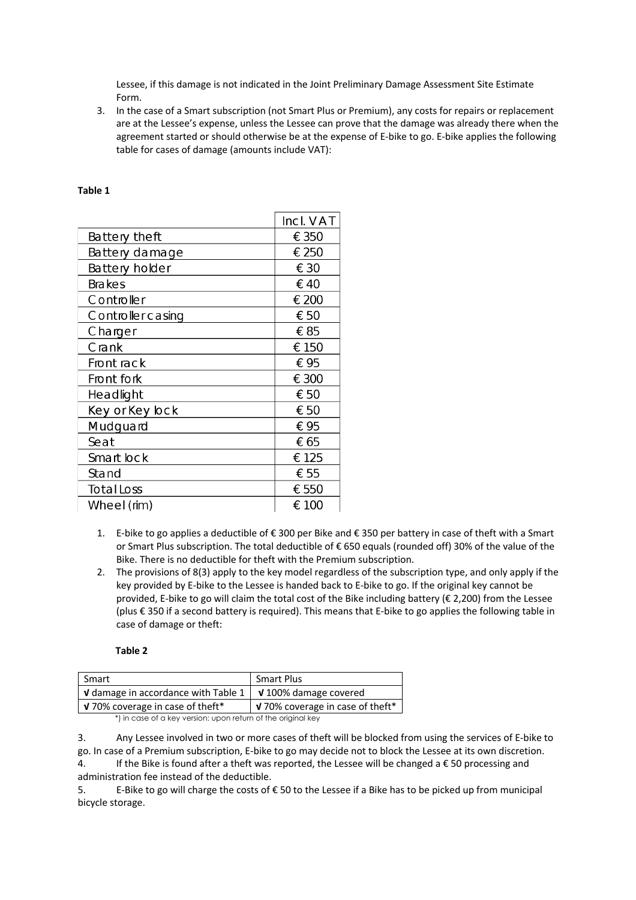Lessee, if this damage is not indicated in the Joint Preliminary Damage Assessment Site Estimate Form.

3. In the case of a Smart subscription (not Smart Plus or Premium), any costs for repairs or replacement are at the Lessee's expense, unless the Lessee can prove that the damage was already there when the agreement started or should otherwise be at the expense of E-bike to go. E-bike applies the following table for cases of damage (amounts include VAT):

**Table 1**

| | Incl. VAT |
|---|---|
| Battery theft | € 350 |
| Battery damage | € 250 |
| Battery holder | € 30 |
| Brakes | € 40 |
| Controller | € 200 |
| Controller casing | € 50 |
| Charger | € 85 |
| Crank | € 150 |
| Front rack | € 95 |
| Front fork | € 300 |
| Headlight | € 50 |
| Key or Key lock | € 50 |
| Mudguard | € 95 |
| Seat | € 65 |
| Smart lock | € 125 |
| Stand | € 55 |
| Total Loss | € 550 |
| Wheel (rim) | € 100 |

1. E-bike to go applies a deductible of € 300 per Bike and € 350 per battery in case of theft with a Smart or Smart Plus subscription. The total deductible of € 650 equals (rounded off) 30% of the value of the Bike. There is no deductible for theft with the Premium subscription.
2. The provisions of 8(3) apply to the key model regardless of the subscription type, and only apply if the key provided by E-bike to the Lessee is handed back to E-bike to go. If the original key cannot be provided, E-bike to go will claim the total cost of the Bike including battery (€ 2,200) from the Lessee (plus € 350 if a second battery is required). This means that E-bike to go applies the following table in case of damage or theft:

**Table 2**

| Smart | Smart Plus |
|---|---|
| √ damage in accordance with Table 1 | √ 100% damage covered |
| √ 70% coverage in case of theft* | √ 70% coverage in case of theft* |

*) in case of a key version: upon return of the original key

3. Any Lessee involved in two or more cases of theft will be blocked from using the services of E-bike to go. In case of a Premium subscription, E-bike to go may decide not to block the Lessee at its own discretion.
4. If the Bike is found after a theft was reported, the Lessee will be changed a € 50 processing and administration fee instead of the deductible.
5. E-Bike to go will charge the costs of € 50 to the Lessee if a Bike has to be picked up from municipal bicycle storage.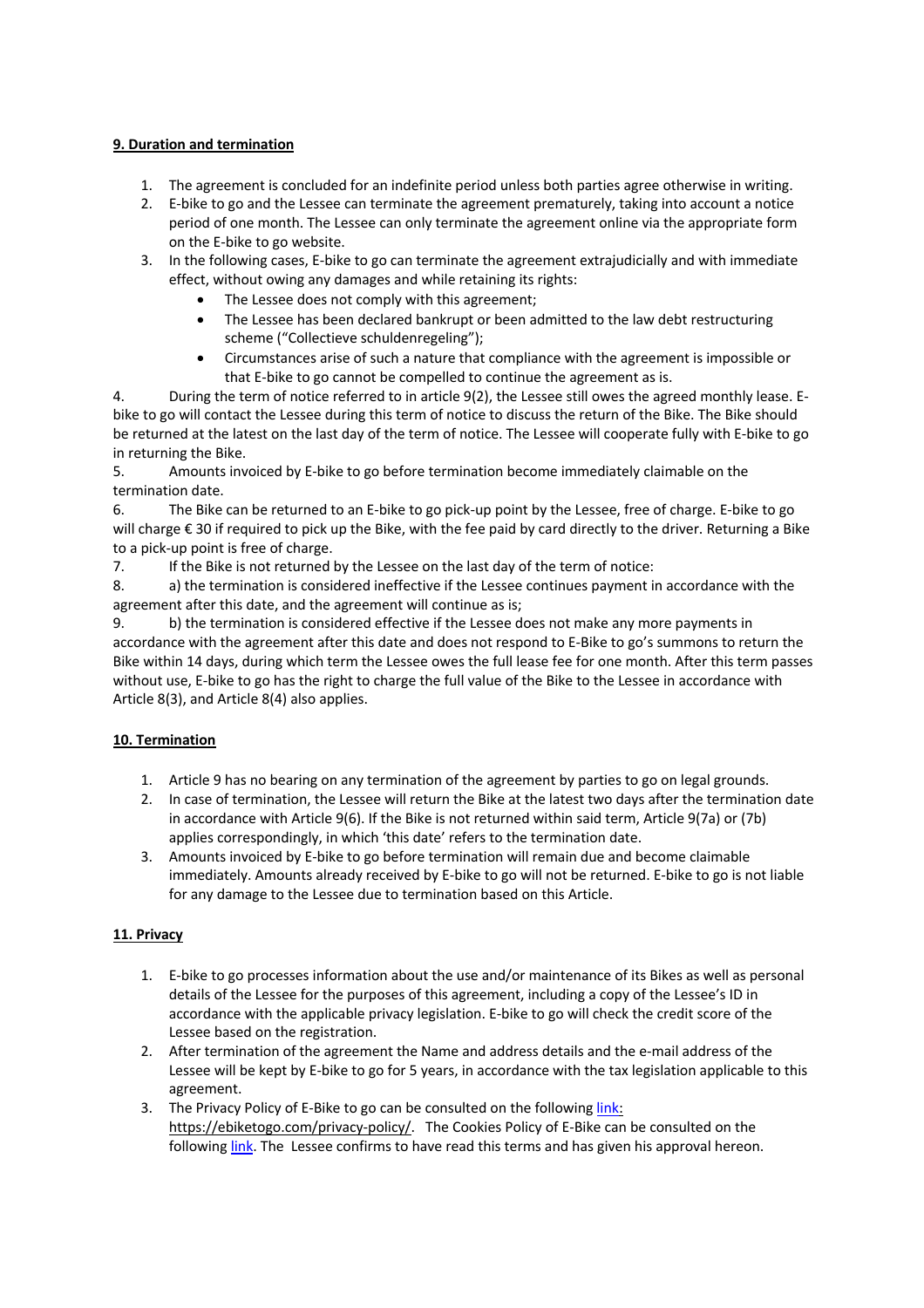**9. Duration and termination**

1. The agreement is concluded for an indefinite period unless both parties agree otherwise in writing.
2. E-bike to go and the Lessee can terminate the agreement prematurely, taking into account a notice period of one month. The Lessee can only terminate the agreement online via the appropriate form on the E-bike to go website.
3. In the following cases, E-bike to go can terminate the agreement extrajudicially and with immediate effect, without owing any damages and while retaining its rights:
    - The Lessee does not comply with this agreement;
    - The Lessee has been declared bankrupt or been admitted to the law debt restructuring scheme ("Collectieve schuldenregeling");
    - Circumstances arise of such a nature that compliance with the agreement is impossible or that E-bike to go cannot be compelled to continue the agreement as is.

4. During the term of notice referred to in article 9(2), the Lessee still owes the agreed monthly lease. E-bike to go will contact the Lessee during this term of notice to discuss the return of the Bike. The Bike should be returned at the latest on the last day of the term of notice. The Lessee will cooperate fully with E-bike to go in returning the Bike.

5. Amounts invoiced by E-bike to go before termination become immediately claimable on the termination date.

6. The Bike can be returned to an E-bike to go pick-up point by the Lessee, free of charge. E-bike to go will charge € 30 if required to pick up the Bike, with the fee paid by card directly to the driver. Returning a Bike to a pick-up point is free of charge.

7. If the Bike is not returned by the Lessee on the last day of the term of notice:

8. a) the termination is considered ineffective if the Lessee continues payment in accordance with the agreement after this date, and the agreement will continue as is;

9. b) the termination is considered effective if the Lessee does not make any more payments in accordance with the agreement after this date and does not respond to E-Bike to go's summons to return the Bike within 14 days, during which term the Lessee owes the full lease fee for one month. After this term passes without use, E-bike to go has the right to charge the full value of the Bike to the Lessee in accordance with Article 8(3), and Article 8(4) also applies.

**10. Termination**

1. Article 9 has no bearing on any termination of the agreement by parties to go on legal grounds.
2. In case of termination, the Lessee will return the Bike at the latest two days after the termination date in accordance with Article 9(6). If the Bike is not returned within said term, Article 9(7a) or (7b) applies correspondingly, in which 'this date' refers to the termination date.
3. Amounts invoiced by E-bike to go before termination will remain due and become claimable immediately. Amounts already received by E-bike to go will not be returned. E-bike to go is not liable for any damage to the Lessee due to termination based on this Article.

**11. Privacy**

1. E-bike to go processes information about the use and/or maintenance of its Bikes as well as personal details of the Lessee for the purposes of this agreement, including a copy of the Lessee's ID in accordance with the applicable privacy legislation. E-bike to go will check the credit score of the Lessee based on the registration.
2. After termination of the agreement the Name and address details and the e-mail address of the Lessee will be kept by E-bike to go for 5 years, in accordance with the tax legislation applicable to this agreement.
3. The Privacy Policy of E-Bike to go can be consulted on the following link: https://ebiketogo.com/privacy-policy/. The Cookies Policy of E-Bike can be consulted on the following link. The Lessee confirms to have read this terms and has given his approval hereon.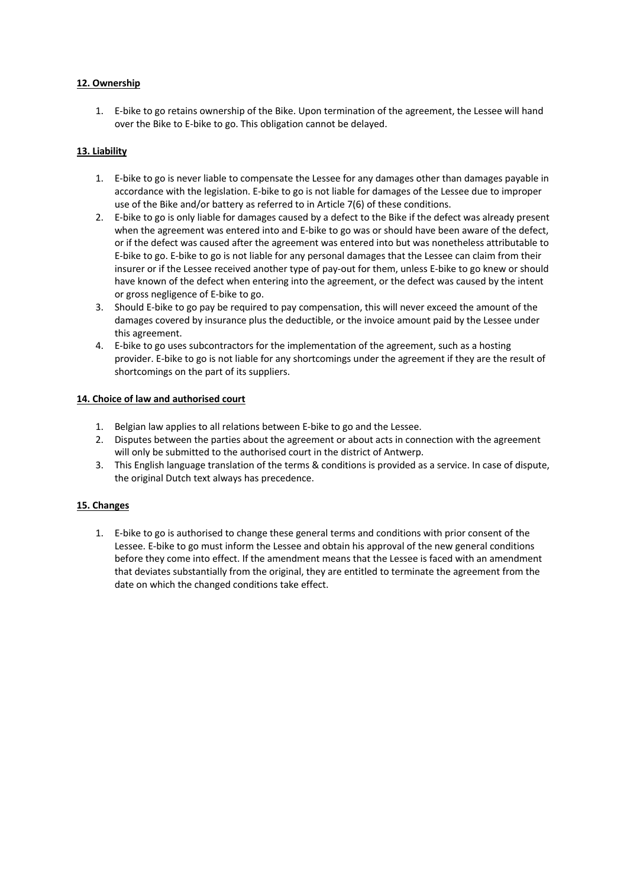**12. Ownership**

1. E-bike to go retains ownership of the Bike. Upon termination of the agreement, the Lessee will hand over the Bike to E-bike to go. This obligation cannot be delayed.

**13. Liability**

1. E-bike to go is never liable to compensate the Lessee for any damages other than damages payable in accordance with the legislation. E-bike to go is not liable for damages of the Lessee due to improper use of the Bike and/or battery as referred to in Article 7(6) of these conditions.
2. E-bike to go is only liable for damages caused by a defect to the Bike if the defect was already present when the agreement was entered into and E-bike to go was or should have been aware of the defect, or if the defect was caused after the agreement was entered into but was nonetheless attributable to E-bike to go. E-bike to go is not liable for any personal damages that the Lessee can claim from their insurer or if the Lessee received another type of pay-out for them, unless E-bike to go knew or should have known of the defect when entering into the agreement, or the defect was caused by the intent or gross negligence of E-bike to go.
3. Should E-bike to go pay be required to pay compensation, this will never exceed the amount of the damages covered by insurance plus the deductible, or the invoice amount paid by the Lessee under this agreement.
4. E-bike to go uses subcontractors for the implementation of the agreement, such as a hosting provider. E-bike to go is not liable for any shortcomings under the agreement if they are the result of shortcomings on the part of its suppliers.

**14. Choice of law and authorised court**

1. Belgian law applies to all relations between E-bike to go and the Lessee.
2. Disputes between the parties about the agreement or about acts in connection with the agreement will only be submitted to the authorised court in the district of Antwerp.
3. This English language translation of the terms & conditions is provided as a service. In case of dispute, the original Dutch text always has precedence.

**15. Changes**

1. E-bike to go is authorised to change these general terms and conditions with prior consent of the Lessee. E-bike to go must inform the Lessee and obtain his approval of the new general conditions before they come into effect. If the amendment means that the Lessee is faced with an amendment that deviates substantially from the original, they are entitled to terminate the agreement from the date on which the changed conditions take effect.